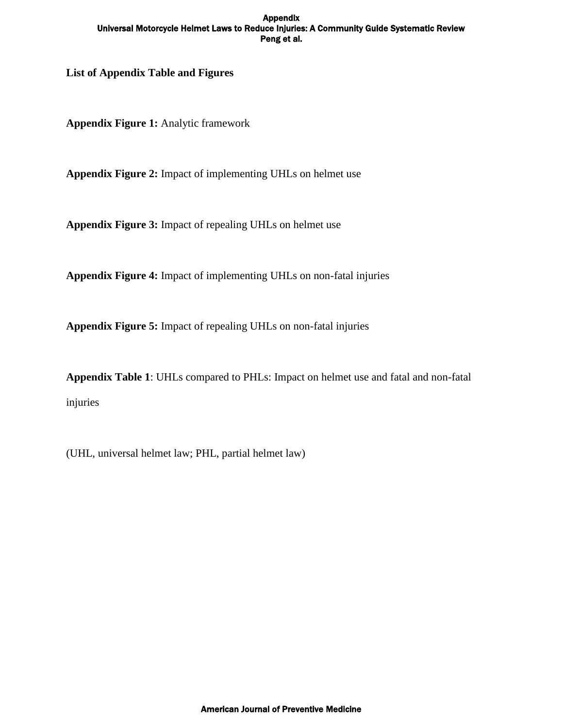## List of Appendix Table and Figures

**Appendix Figure 1:** Analytic framework

**Appendix Figure 2:** Impact of implementing UHLs on helmet use

**Appendix Figure 3:** Impact of repealing UHLs on helmet use

**Appendix Figure 4:** Impact of implementing UHLs on non-fatal injuries

**Appendix Figure 5:** Impact of repealing UHLs on non-fatal injuries

**Appendix Table 1**: UHLs compared to PHLs: Impact on helmet use and fatal and non-fatal injuries

(UHL, universal helmet law; PHL, partial helmet law)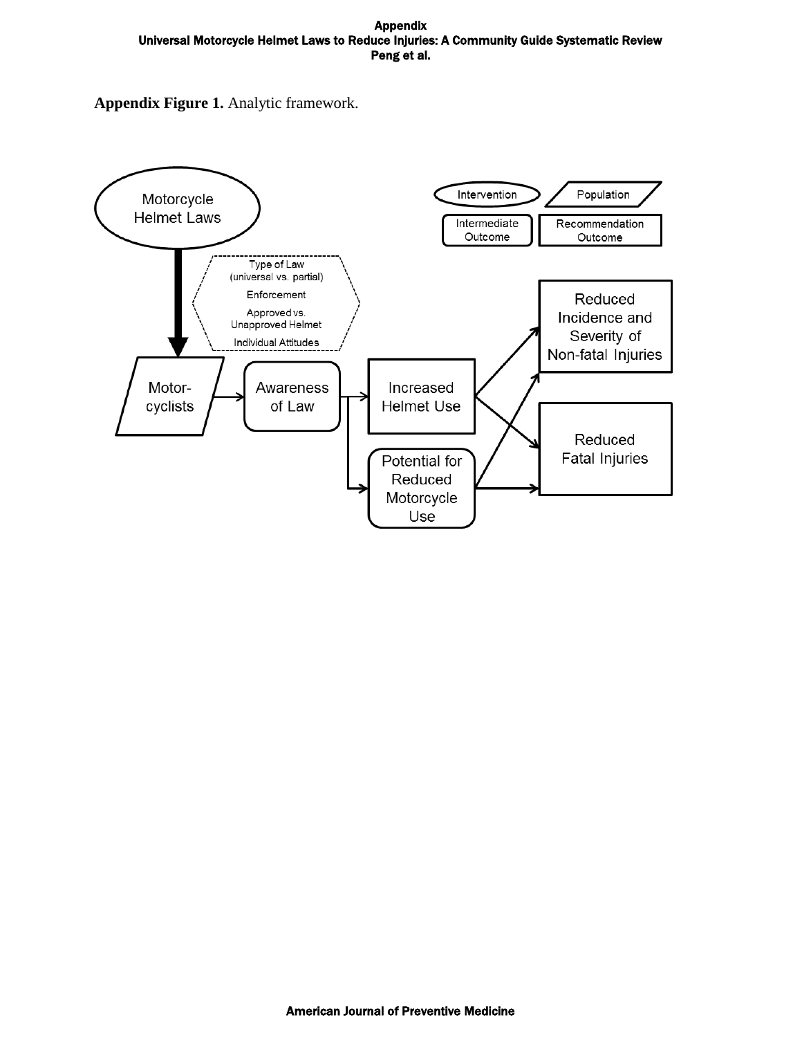**Appendix Figure 1.** Analytic framework.

Motorcycle Helmet Laws

Type of Law (universal vs. partial)

Enforcement

Approved vs. Unapproved Helmet

Individual Attitudes

Motor-cyclists

Awareness of Law

Increased Helmet Use

Potential for Reduced Motorcycle Use

Reduced Incidence and Severity of Non-fatal Injuries

Reduced Fatal Injuries

Intervention | Population | Intermediate Outcome | Recommendation Outcome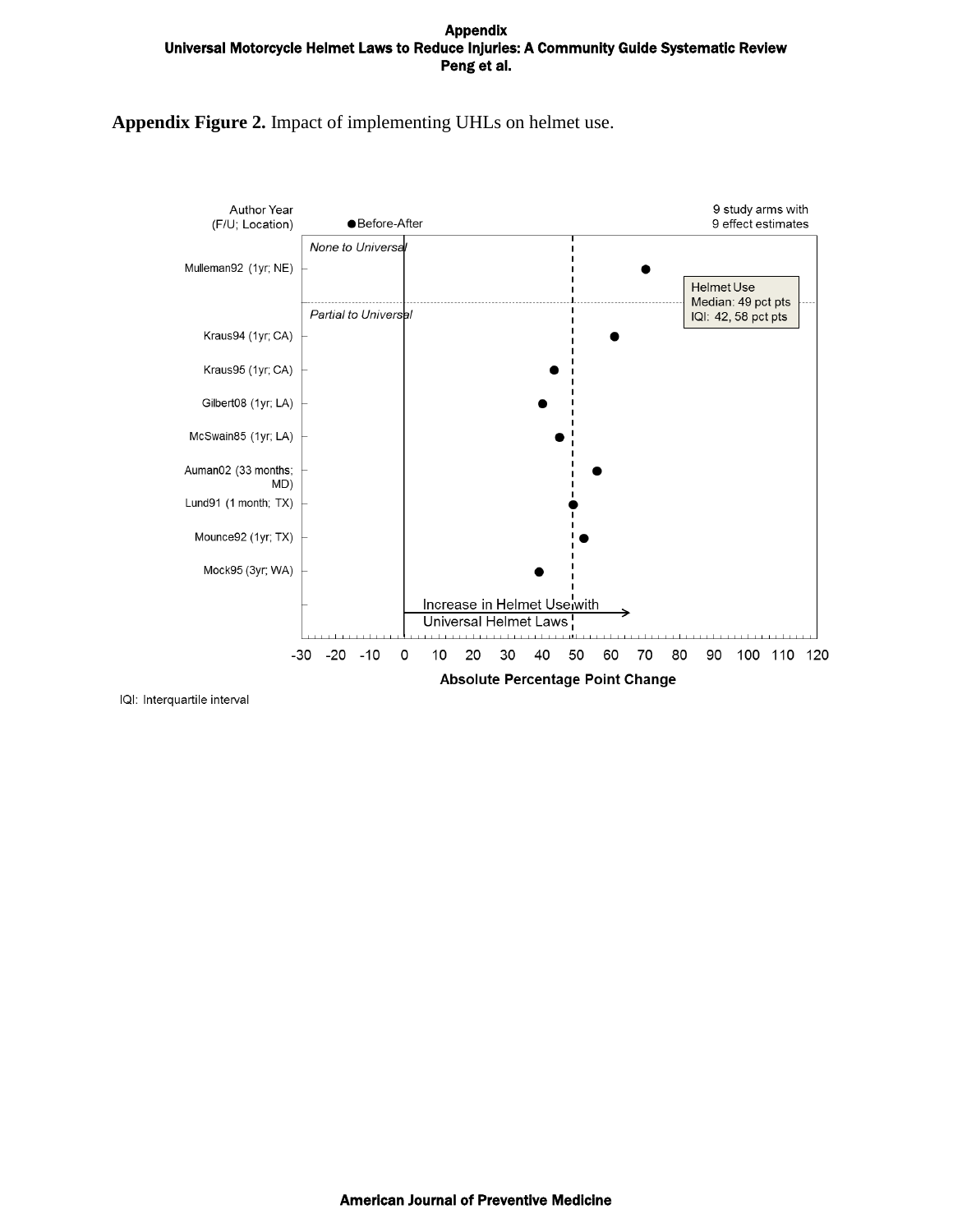**Appendix Figure 2.** Impact of implementing UHLs on helmet use.

| Author Year (F/U; Location) | Absolute Percentage Point Change (Before-After) |
|---|---|
| *None to Universal* | |
| Mulleman92 (1yr; NE) | ~70 |
| *Partial to Universal* | |
| Kraus94 (1yr; CA) | ~61 |
| Kraus95 (1yr; CA) | ~44 |
| Gilbert08 (1yr; LA) | ~40 |
| McSwain85 (1yr; LA) | ~45 |
| Auman02 (33 months; MD) | ~56 |
| Lund91 (1 month; TX) | ~49 |
| Mounce92 (1yr; TX) | ~52 |
| Mock95 (3yr; WA) | ~39 |

9 study arms with 9 effect estimates

Helmet Use
Median: 49 pct pts
IQI: 42, 58 pct pts

Increase in Helmet Use with Universal Helmet Laws →

Absolute Percentage Point Change (axis: -30 to 120)

IQI: Interquartile interval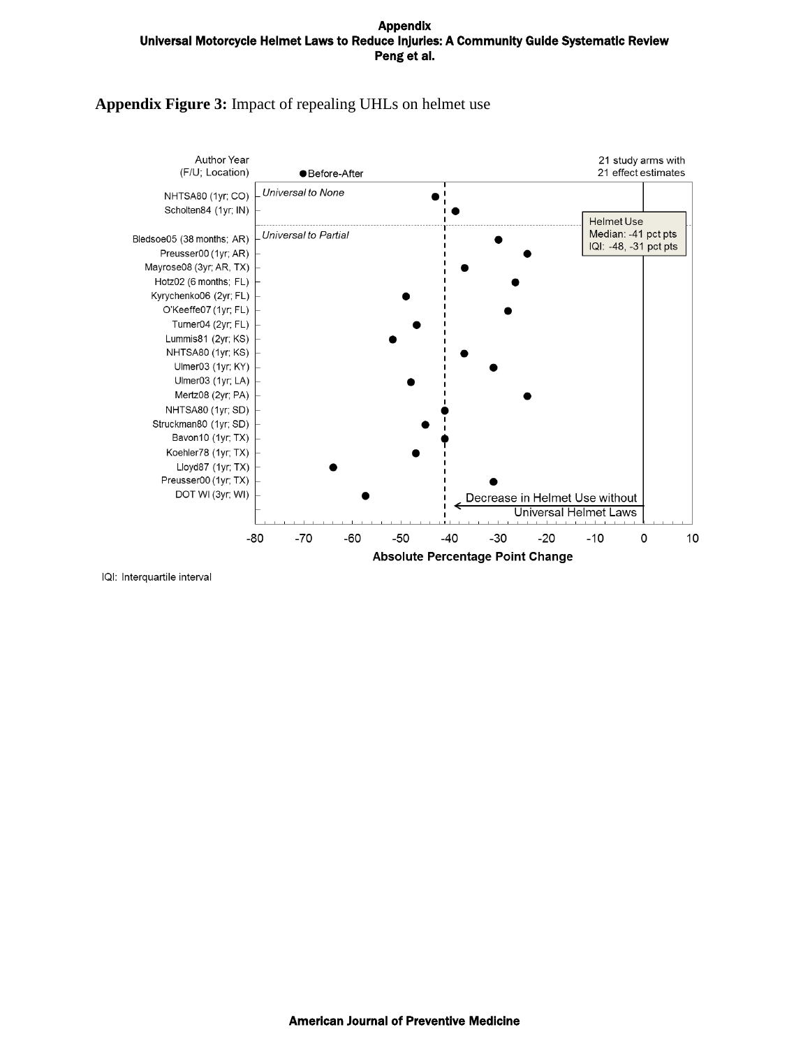**Appendix Figure 3:** Impact of repealing UHLs on helmet use

Author Year
(F/U; Location)

● Before-After

21 study arms with
21 effect estimates

*Universal to None*

NHTSA80 (1yr; CO)
Scholten84 (1yr; IN)

*Universal to Partial*

Bledsoe05 (38 months; AR)
Preusser00 (1yr; AR)
Mayrose08 (3yr; AR, TX)
Hotz02 (6 months; FL)
Kyrychenko06 (2yr; FL)
O'Keeffe07 (1yr; FL)
Turner04 (2yr; FL)
Lummis81 (2yr; KS)
NHTSA80 (1yr; KS)
Ulmer03 (1yr; KY)
Ulmer03 (1yr; LA)
Mertz08 (2yr; PA)
NHTSA80 (1yr; SD)
Struckman80 (1yr; SD)
Bavon10 (1yr; TX)
Koehler78 (1yr; TX)
Lloyd87 (1yr; TX)
Preusser00 (1yr; TX)
DOT WI (3yr; WI)

Helmet Use
Median: -41 pct pts
IQI: -48, -31 pct pts

Decrease in Helmet Use without Universal Helmet Laws

-80 -70 -60 -50 -40 -30 -20 -10 0 10

Absolute Percentage Point Change

IQI: Interquartile interval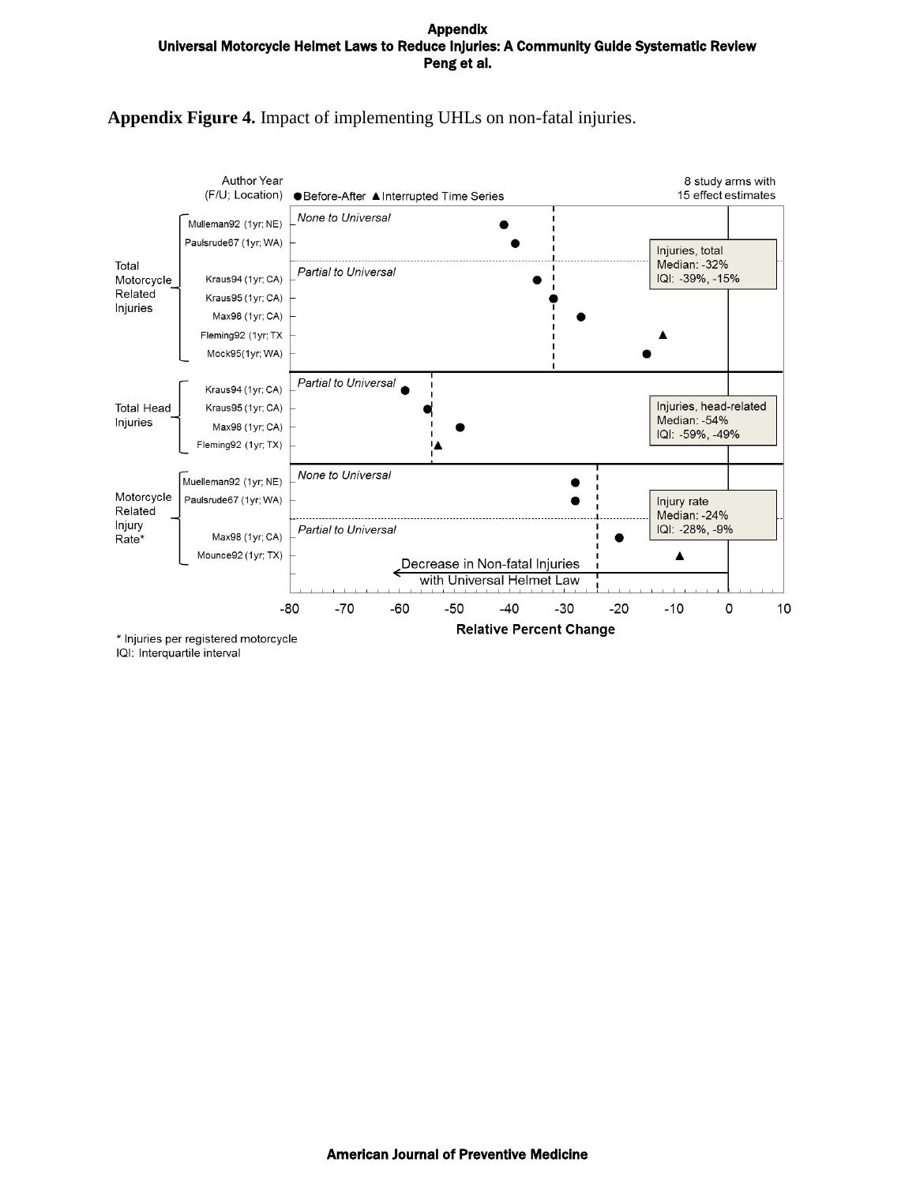**Appendix Figure 4.** Impact of implementing UHLs on non-fatal injuries.

Author Year (F/U; Location) ● Before-After ▲ Interrupted Time Series — 8 study arms with 15 effect estimates

**Total Motorcycle Related Injuries**

*None to Universal*
- Mulleman92 (1yr; NE)
- Paulsrude67 (1yr; WA)

*Partial to Universal*
- Kraus94 (1yr; CA)
- Kraus95 (1yr; CA)
- Max98 (1yr; CA)
- Fleming92 (1yr; TX)
- Mock95(1yr; WA)

Injuries, total
Median: -32%
IQI: -39%, -15%

**Total Head Injuries**

*Partial to Universal*
- Kraus94 (1yr; CA)
- Kraus95 (1yr; CA)
- Max98 (1yr; CA)
- Fleming92 (1yr; TX)

Injuries, head-related
Median: -54%
IQI: -59%, -49%

**Motorcycle Related Injury Rate***

*None to Universal*
- Muelleman92 (1yr; NE)
- Paulsrude67 (1yr; WA)

*Partial to Universal*
- Max98 (1yr; CA)
- Mounce92 (1yr; TX)

Injury rate
Median: -24%
IQI: -28%, -9%

← Decrease in Non-fatal Injuries with Universal Helmet Law

Relative Percent Change (-80 to 10)

\* Injuries per registered motorcycle
IQI: Interquartile interval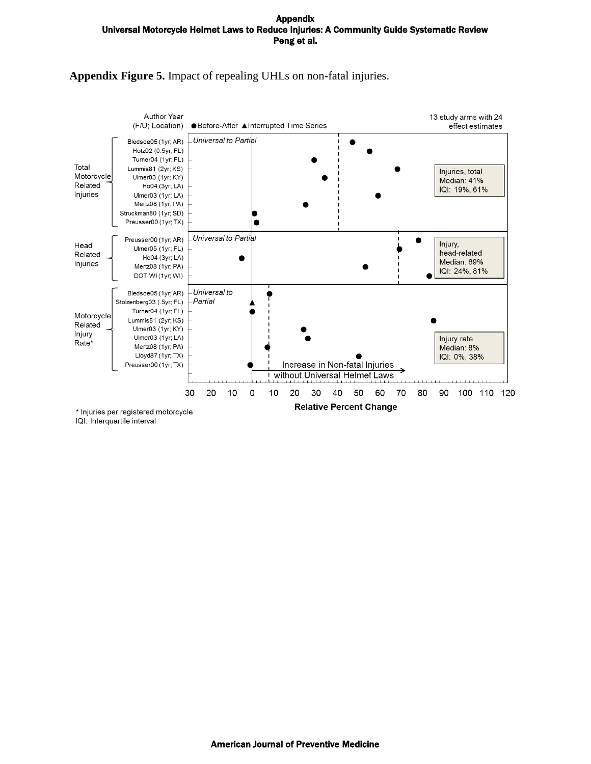**Appendix Figure 5.** Impact of repealing UHLs on non-fatal injuries.

Author Year (F/U; Location) ● Before-After ▲ Interrupted Time Series

13 study arms with 24 effect estimates

**Total Motorcycle Related Injuries** — *Universal to Partial*

- Bledsoe05 (1yr; AR)
- Hotz02 (0.5yr; FL)
- Turner04 (1yr; FL)
- Lummis81 (2yr; KS)
- Ulmer03 (1yr; KY)
- Ho04 (3yr; LA)
- Ulmer03 (1yr; LA)
- Mertz08 (1yr; PA)
- Struckman80 (1yr; SD)
- Preusser00 (1yr; TX)

Injuries, total
Median: 41%
IQI: 19%, 61%

**Head Related Injuries** — *Universal to Partial*

- Preusser00 (1yr; AR)
- Ulmer05 (1yr; FL)
- Ho04 (3yr; LA)
- Mertz08 (1yr; PA)
- DOT WI (1yr; WI)

Injury, head-related
Median: 69%
IQI: 24%, 81%

**Motorcycle Related Injury Rate*** — *Universal to Partial*

- Bledsoe05 (1yr; AR)
- Stolzenberg03 (.5yr; FL)
- Turner04 (1yr; FL)
- Lummis81 (2yr; KS)
- Ulmer03 (1yr; KY)
- Ulmer03 (1yr; LA)
- Mertz08 (1yr; PA)
- Lloyd87 (1yr; TX)
- Preusser00 (1yr; TX)

Injury rate
Median: 8%
IQI: 0%, 38%

Increase in Non-fatal Injuries without Universal Helmet Laws →

Relative Percent Change (-30 to 120)

\* Injuries per registered motorcycle
IQI: Interquartile interval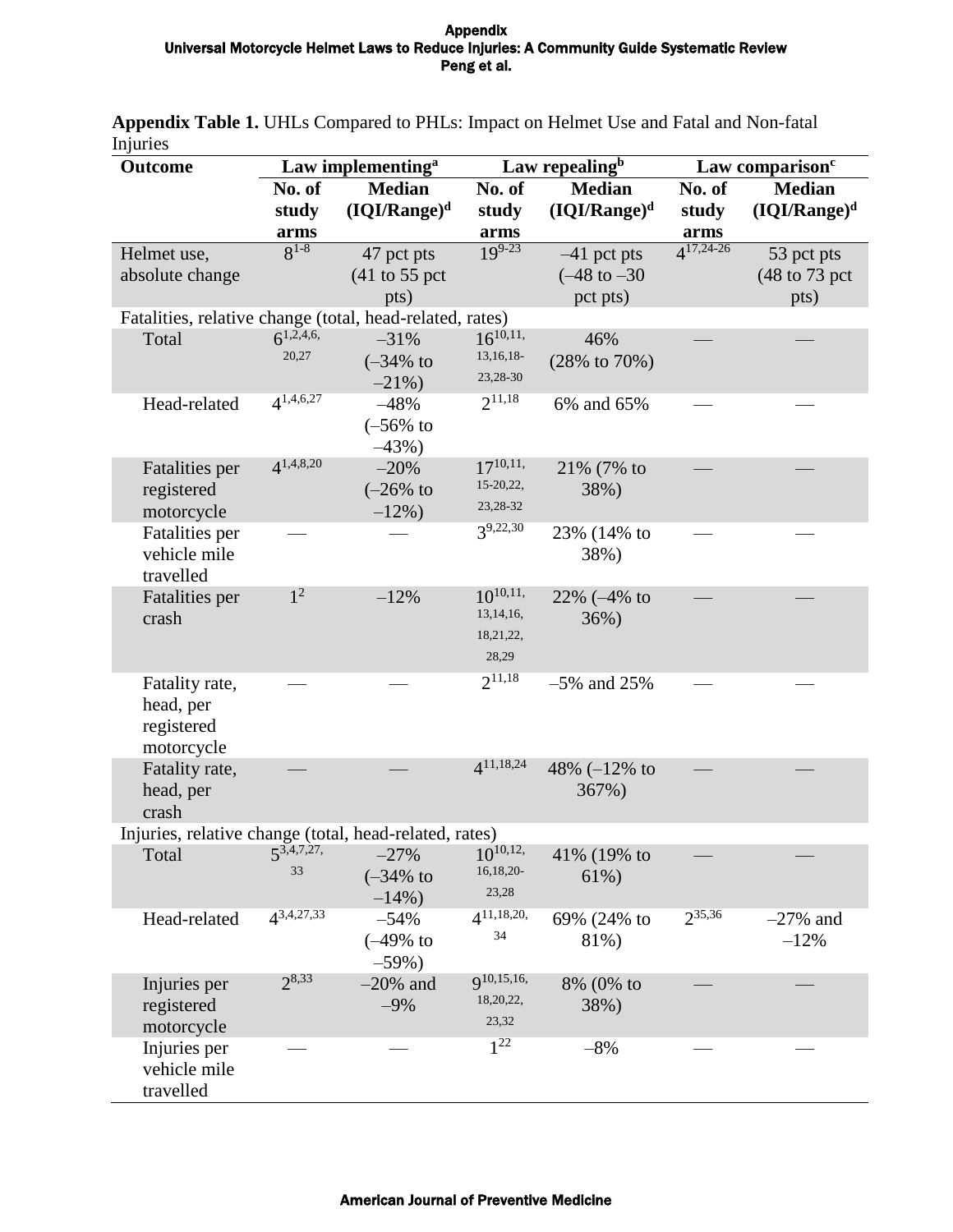**Appendix Table 1.** UHLs Compared to PHLs: Impact on Helmet Use and Fatal and Non-fatal Injuries

| Outcome | Law implementing[a] | | Law repealing[b] | | Law comparison[c] | |
|---|---|---|---|---|---|---|
| | No. of study arms | Median (IQI/Range)[d] | No. of study arms | Median (IQI/Range)[d] | No. of study arms | Median (IQI/Range)[d] |
| Helmet use, absolute change | 8[1-8] | 47 pct pts (41 to 55 pct pts) | 19[9-23] | –41 pct pts (–48 to –30 pct pts) | 4[17,24-26] | 53 pct pts (48 to 73 pct pts) |
| Fatalities, relative change (total, head-related, rates) | | | | | | |
| Total | 6[1,2,4,6,20,27] | –31% (–34% to –21%) | 16[10,11,13,16,18-23,28-30] | 46% (28% to 70%) | — | — |
| Head-related | 4[1,4,6,27] | –48% (–56% to –43%) | 2[11,18] | 6% and 65% | — | — |
| Fatalities per registered motorcycle | 4[1,4,8,20] | –20% (–26% to –12%) | 17[10,11,15-20,22,23,28-32] | 21% (7% to 38%) | — | — |
| Fatalities per vehicle mile travelled | — | — | 3[9,22,30] | 23% (14% to 38%) | — | — |
| Fatalities per crash | 1[2] | –12% | 10[10,11,13,14,16,18,21,22,28,29] | 22% (–4% to 36%) | — | — |
| Fatality rate, head, per registered motorcycle | — | — | 2[11,18] | –5% and 25% | — | — |
| Fatality rate, head, per crash | — | — | 4[11,18,24] | 48% (–12% to 367%) | — | — |
| Injuries, relative change (total, head-related, rates) | | | | | | |
| Total | 5[3,4,7,27,33] | –27% (–34% to –14%) | 10[10,12,16,18,20-23,28] | 41% (19% to 61%) | — | — |
| Head-related | 4[3,4,27,33] | –54% (–49% to –59%) | 4[11,18,20,34] | 69% (24% to 81%) | 2[35,36] | –27% and –12% |
| Injuries per registered motorcycle | 2[8,33] | –20% and –9% | 9[10,15,16,18,20,22,23,32] | 8% (0% to 38%) | — | — |
| Injuries per vehicle mile travelled | — | — | 1[22] | –8% | — | — |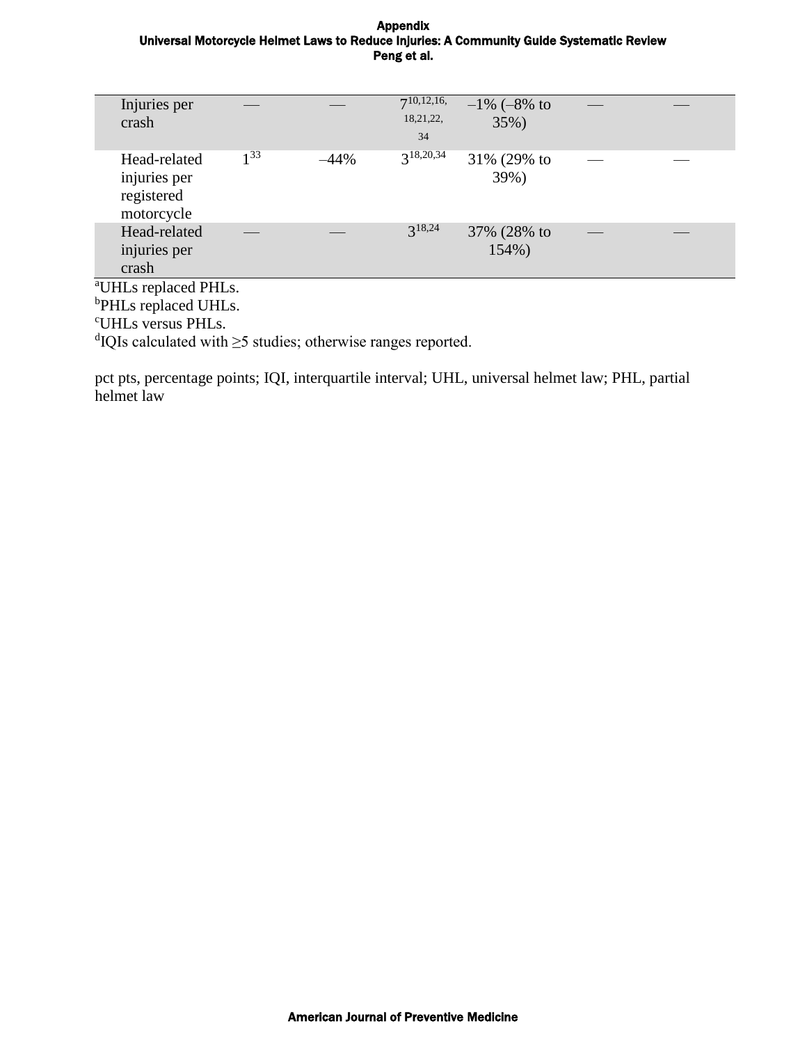| | | | | | | |
|---|---|---|---|---|---|---|
| Injuries per crash | — | — | 7[10,12,16,18,21,22,34] | –1% (–8% to 35%) | — | — |
| Head-related injuries per registered motorcycle | 1[33] | –44% | 3[18,20,34] | 31% (29% to 39%) | — | — |
| Head-related injuries per crash | — | — | 3[18,24] | 37% (28% to 154%) | — | — |

[a]UHLs replaced PHLs.
[b]PHLs replaced UHLs.
[c]UHLs versus PHLs.
[d]IQIs calculated with ≥5 studies; otherwise ranges reported.

pct pts, percentage points; IQI, interquartile interval; UHL, universal helmet law; PHL, partial helmet law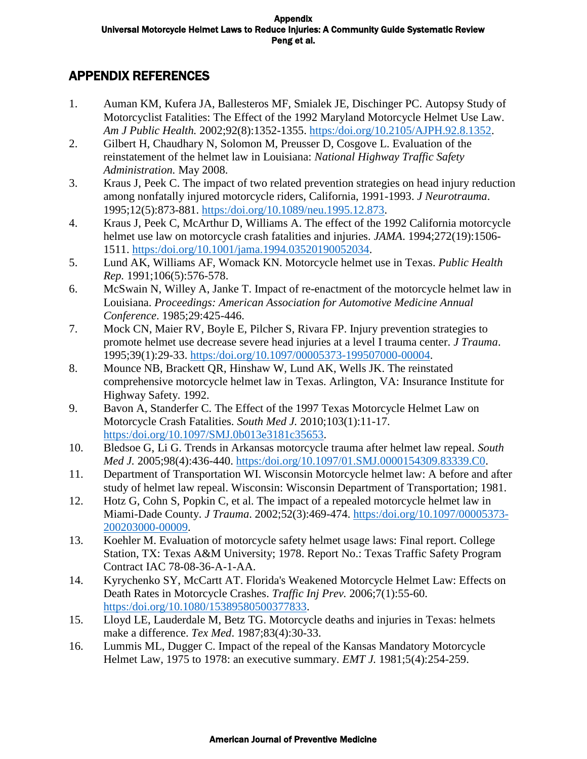## APPENDIX REFERENCES

1. Auman KM, Kufera JA, Ballesteros MF, Smialek JE, Dischinger PC. Autopsy Study of Motorcyclist Fatalities: The Effect of the 1992 Maryland Motorcycle Helmet Use Law. *Am J Public Health.* 2002;92(8):1352-1355. https:/doi.org/10.2105/AJPH.92.8.1352.
2. Gilbert H, Chaudhary N, Solomon M, Preusser D, Cosgove L. Evaluation of the reinstatement of the helmet law in Louisiana: *National Highway Traffic Safety Administration.* May 2008.
3. Kraus J, Peek C. The impact of two related prevention strategies on head injury reduction among nonfatally injured motorcycle riders, California, 1991-1993. *J Neurotrauma*. 1995;12(5):873-881. https:/doi.org/10.1089/neu.1995.12.873.
4. Kraus J, Peek C, McArthur D, Williams A. The effect of the 1992 California motorcycle helmet use law on motorcycle crash fatalities and injuries. *JAMA*. 1994;272(19):1506-1511. https:/doi.org/10.1001/jama.1994.03520190052034.
5. Lund AK, Williams AF, Womack KN. Motorcycle helmet use in Texas. *Public Health Rep.* 1991;106(5):576-578.
6. McSwain N, Willey A, Janke T. Impact of re-enactment of the motorcycle helmet law in Louisiana. *Proceedings: American Association for Automotive Medicine Annual Conference*. 1985;29:425-446.
7. Mock CN, Maier RV, Boyle E, Pilcher S, Rivara FP. Injury prevention strategies to promote helmet use decrease severe head injuries at a level I trauma center. *J Trauma*. 1995;39(1):29-33. https:/doi.org/10.1097/00005373-199507000-00004.
8. Mounce NB, Brackett QR, Hinshaw W, Lund AK, Wells JK. The reinstated comprehensive motorcycle helmet law in Texas. Arlington, VA: Insurance Institute for Highway Safety. 1992.
9. Bavon A, Standerfer C. The Effect of the 1997 Texas Motorcycle Helmet Law on Motorcycle Crash Fatalities. *South Med J.* 2010;103(1):11-17. https:/doi.org/10.1097/SMJ.0b013e3181c35653.
10. Bledsoe G, Li G. Trends in Arkansas motorcycle trauma after helmet law repeal. *South Med J.* 2005;98(4):436-440. https:/doi.org/10.1097/01.SMJ.0000154309.83339.C0.
11. Department of Transportation WI. Wisconsin Motorcycle helmet law: A before and after study of helmet law repeal. Wisconsin: Wisconsin Department of Transportation; 1981.
12. Hotz G, Cohn S, Popkin C, et al. The impact of a repealed motorcycle helmet law in Miami-Dade County. *J Trauma*. 2002;52(3):469-474. https:/doi.org/10.1097/00005373-200203000-00009.
13. Koehler M. Evaluation of motorcycle safety helmet usage laws: Final report. College Station, TX: Texas A&M University; 1978. Report No.: Texas Traffic Safety Program Contract IAC 78-08-36-A-1-AA.
14. Kyrychenko SY, McCartt AT. Florida's Weakened Motorcycle Helmet Law: Effects on Death Rates in Motorcycle Crashes. *Traffic Inj Prev.* 2006;7(1):55-60. https:/doi.org/10.1080/15389580500377833.
15. Lloyd LE, Lauderdale M, Betz TG. Motorcycle deaths and injuries in Texas: helmets make a difference. *Tex Med*. 1987;83(4):30-33.
16. Lummis ML, Dugger C. Impact of the repeal of the Kansas Mandatory Motorcycle Helmet Law, 1975 to 1978: an executive summary. *EMT J.* 1981;5(4):254-259.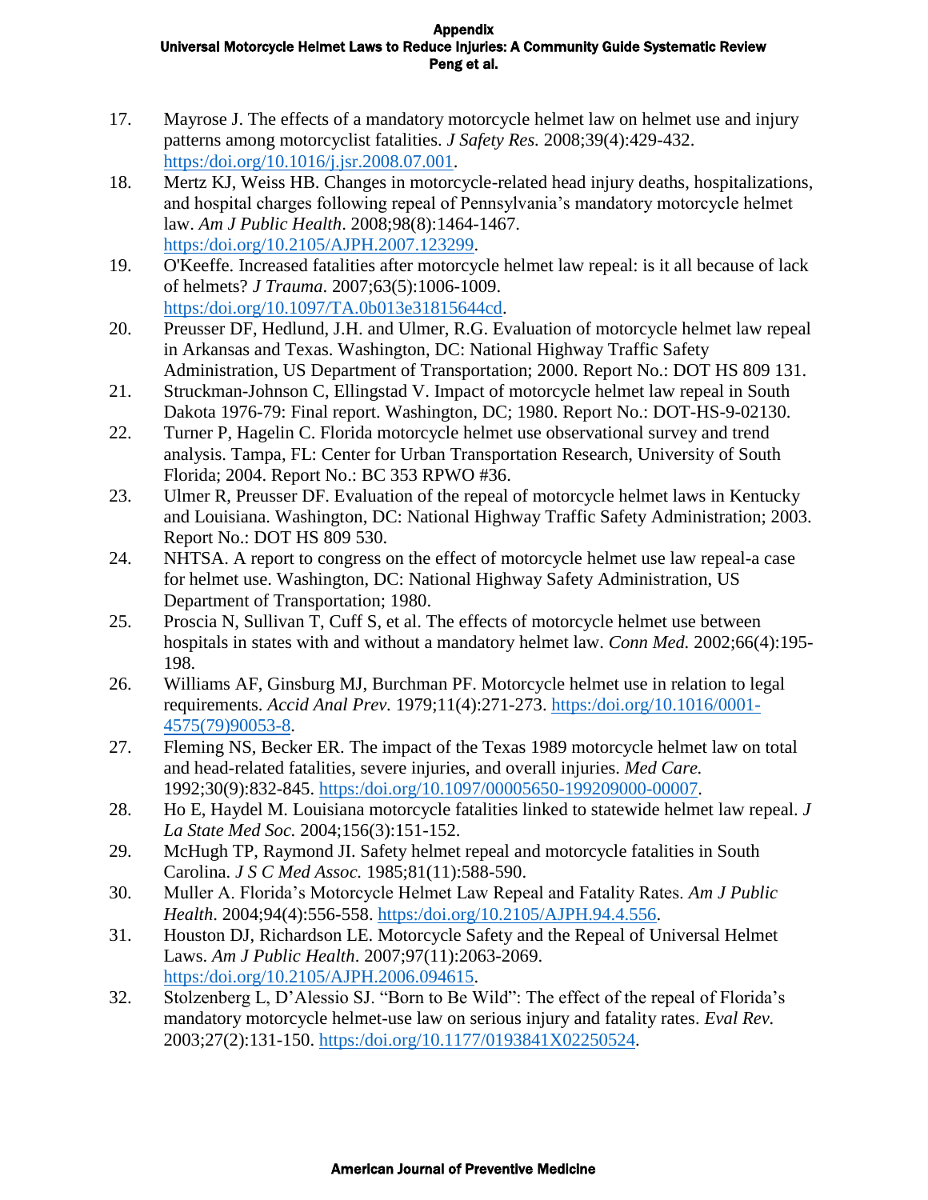17. Mayrose J. The effects of a mandatory motorcycle helmet law on helmet use and injury patterns among motorcyclist fatalities. *J Safety Res.* 2008;39(4):429-432. https:/doi.org/10.1016/j.jsr.2008.07.001.
18. Mertz KJ, Weiss HB. Changes in motorcycle-related head injury deaths, hospitalizations, and hospital charges following repeal of Pennsylvania's mandatory motorcycle helmet law. *Am J Public Health*. 2008;98(8):1464-1467. https:/doi.org/10.2105/AJPH.2007.123299.
19. O'Keeffe. Increased fatalities after motorcycle helmet law repeal: is it all because of lack of helmets? *J Trauma*. 2007;63(5):1006-1009. https:/doi.org/10.1097/TA.0b013e31815644cd.
20. Preusser DF, Hedlund, J.H. and Ulmer, R.G. Evaluation of motorcycle helmet law repeal in Arkansas and Texas. Washington, DC: National Highway Traffic Safety Administration, US Department of Transportation; 2000. Report No.: DOT HS 809 131.
21. Struckman-Johnson C, Ellingstad V. Impact of motorcycle helmet law repeal in South Dakota 1976-79: Final report. Washington, DC; 1980. Report No.: DOT-HS-9-02130.
22. Turner P, Hagelin C. Florida motorcycle helmet use observational survey and trend analysis. Tampa, FL: Center for Urban Transportation Research, University of South Florida; 2004. Report No.: BC 353 RPWO #36.
23. Ulmer R, Preusser DF. Evaluation of the repeal of motorcycle helmet laws in Kentucky and Louisiana. Washington, DC: National Highway Traffic Safety Administration; 2003. Report No.: DOT HS 809 530.
24. NHTSA. A report to congress on the effect of motorcycle helmet use law repeal-a case for helmet use. Washington, DC: National Highway Safety Administration, US Department of Transportation; 1980.
25. Proscia N, Sullivan T, Cuff S, et al. The effects of motorcycle helmet use between hospitals in states with and without a mandatory helmet law. *Conn Med.* 2002;66(4):195-198.
26. Williams AF, Ginsburg MJ, Burchman PF. Motorcycle helmet use in relation to legal requirements. *Accid Anal Prev*. 1979;11(4):271-273. https:/doi.org/10.1016/0001-4575(79)90053-8.
27. Fleming NS, Becker ER. The impact of the Texas 1989 motorcycle helmet law on total and head-related fatalities, severe injuries, and overall injuries. *Med Care.* 1992;30(9):832-845. https:/doi.org/10.1097/00005650-199209000-00007.
28. Ho E, Haydel M. Louisiana motorcycle fatalities linked to statewide helmet law repeal. *J La State Med Soc.* 2004;156(3):151-152.
29. McHugh TP, Raymond JI. Safety helmet repeal and motorcycle fatalities in South Carolina. *J S C Med Assoc.* 1985;81(11):588-590.
30. Muller A. Florida's Motorcycle Helmet Law Repeal and Fatality Rates. *Am J Public Health.* 2004;94(4):556-558. https:/doi.org/10.2105/AJPH.94.4.556.
31. Houston DJ, Richardson LE. Motorcycle Safety and the Repeal of Universal Helmet Laws. *Am J Public Health*. 2007;97(11):2063-2069. https:/doi.org/10.2105/AJPH.2006.094615.
32. Stolzenberg L, D'Alessio SJ. "Born to Be Wild": The effect of the repeal of Florida's mandatory motorcycle helmet-use law on serious injury and fatality rates. *Eval Rev.* 2003;27(2):131-150. https:/doi.org/10.1177/0193841X02250524.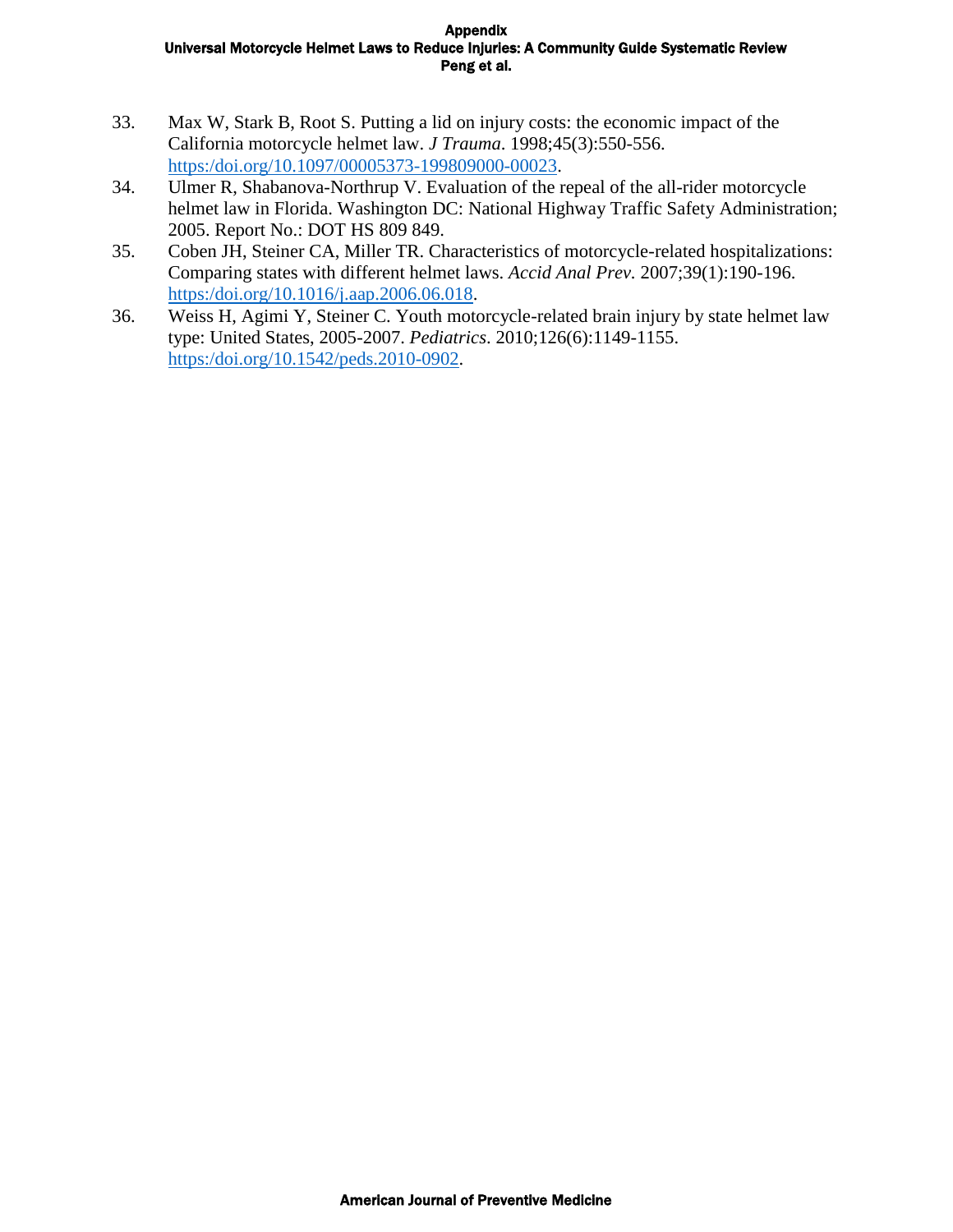33. Max W, Stark B, Root S. Putting a lid on injury costs: the economic impact of the California motorcycle helmet law. *J Trauma*. 1998;45(3):550-556. https://doi.org/10.1097/00005373-199809000-00023.
34. Ulmer R, Shabanova-Northrup V. Evaluation of the repeal of the all-rider motorcycle helmet law in Florida. Washington DC: National Highway Traffic Safety Administration; 2005. Report No.: DOT HS 809 849.
35. Coben JH, Steiner CA, Miller TR. Characteristics of motorcycle-related hospitalizations: Comparing states with different helmet laws. *Accid Anal Prev*. 2007;39(1):190-196. https://doi.org/10.1016/j.aap.2006.06.018.
36. Weiss H, Agimi Y, Steiner C. Youth motorcycle-related brain injury by state helmet law type: United States, 2005-2007. *Pediatrics*. 2010;126(6):1149-1155. https://doi.org/10.1542/peds.2010-0902.